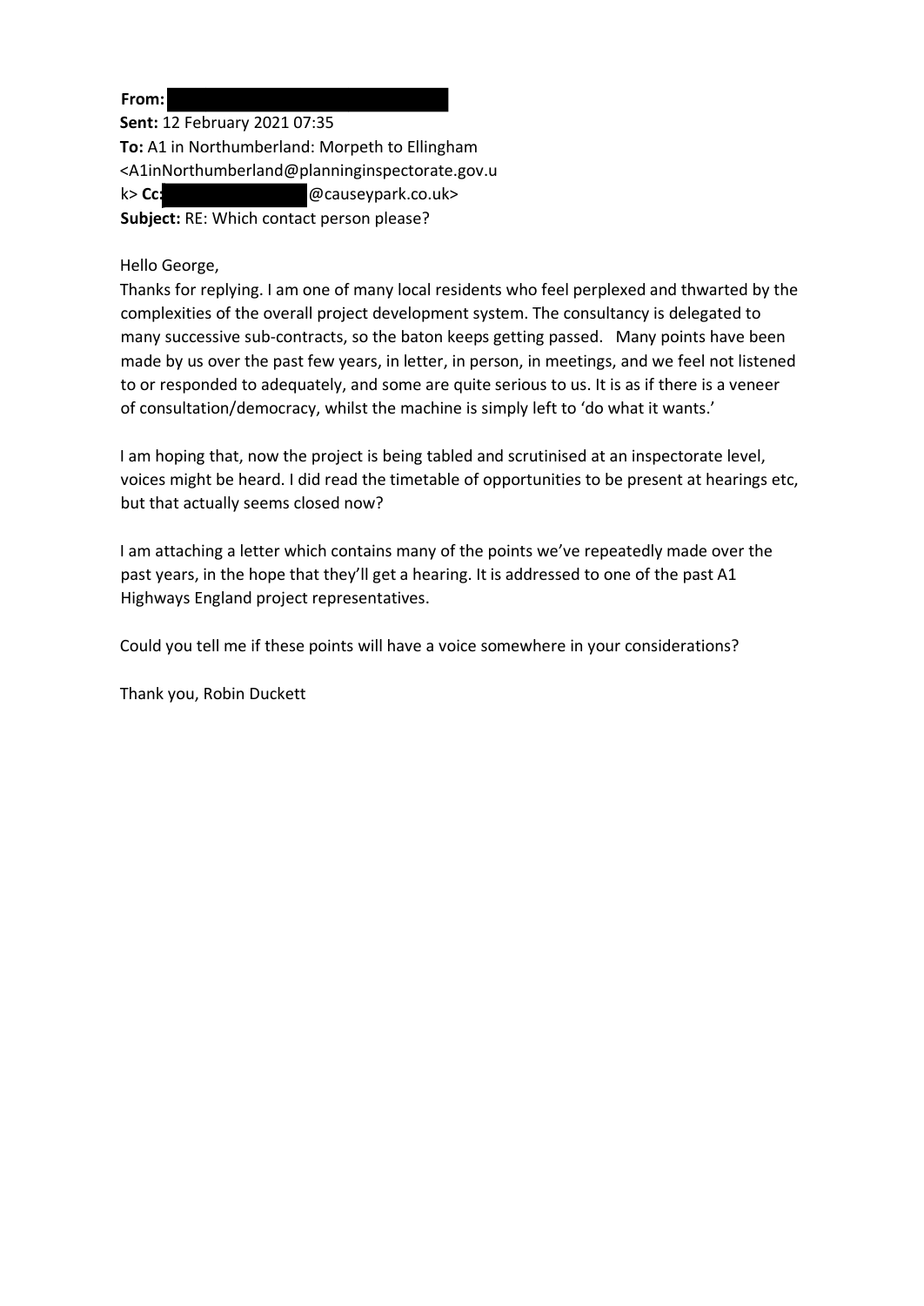**From:** 
**Sent:** 12 February 2021 07:35
**To:** A1 in Northumberland: Morpeth to Ellingham <A1inNorthumberland@planninginspectorate.gov.uk> **Cc:** @causeypark.co.uk>
**Subject:** RE: Which contact person please?

Hello George,

Thanks for replying. I am one of many local residents who feel perplexed and thwarted by the complexities of the overall project development system. The consultancy is delegated to many successive sub-contracts, so the baton keeps getting passed. Many points have been made by us over the past few years, in letter, in person, in meetings, and we feel not listened to or responded to adequately, and some are quite serious to us. It is as if there is a veneer of consultation/democracy, whilst the machine is simply left to 'do what it wants.'

I am hoping that, now the project is being tabled and scrutinised at an inspectorate level, voices might be heard. I did read the timetable of opportunities to be present at hearings etc, but that actually seems closed now?

I am attaching a letter which contains many of the points we've repeatedly made over the past years, in the hope that they'll get a hearing. It is addressed to one of the past A1 Highways England project representatives.

Could you tell me if these points will have a voice somewhere in your considerations?

Thank you, Robin Duckett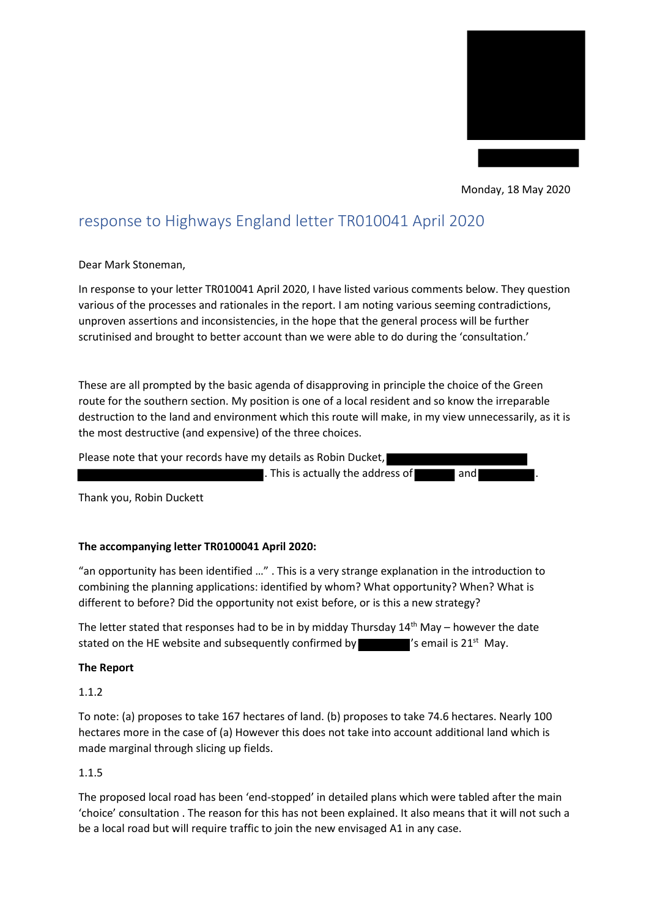Monday, 18 May 2020

# response to Highways England letter TR010041 April 2020

Dear Mark Stoneman,

In response to your letter TR010041 April 2020, I have listed various comments below. They question various of the processes and rationales in the report. I am noting various seeming contradictions, unproven assertions and inconsistencies, in the hope that the general process will be further scrutinised and brought to better account than we were able to do during the 'consultation.'

These are all prompted by the basic agenda of disapproving in principle the choice of the Green route for the southern section. My position is one of a local resident and so know the irreparable destruction to the land and environment which this route will make, in my view unnecessarily, as it is the most destructive (and expensive) of the three choices.

Please note that your records have my details as Robin Ducket, [REDACTED] [REDACTED]. This is actually the address of [REDACTED] and [REDACTED].

Thank you, Robin Duckett

**The accompanying letter TR0100041 April 2020:**

"an opportunity has been identified …" . This is a very strange explanation in the introduction to combining the planning applications: identified by whom? What opportunity? When? What is different to before? Did the opportunity not exist before, or is this a new strategy?

The letter stated that responses had to be in by midday Thursday 14th May – however the date stated on the HE website and subsequently confirmed by [REDACTED]'s email is 21st May.

**The Report**

1.1.2

To note: (a) proposes to take 167 hectares of land. (b) proposes to take 74.6 hectares. Nearly 100 hectares more in the case of (a) However this does not take into account additional land which is made marginal through slicing up fields.

1.1.5

The proposed local road has been 'end-stopped' in detailed plans which were tabled after the main 'choice' consultation . The reason for this has not been explained. It also means that it will not such a be a local road but will require traffic to join the new envisaged A1 in any case.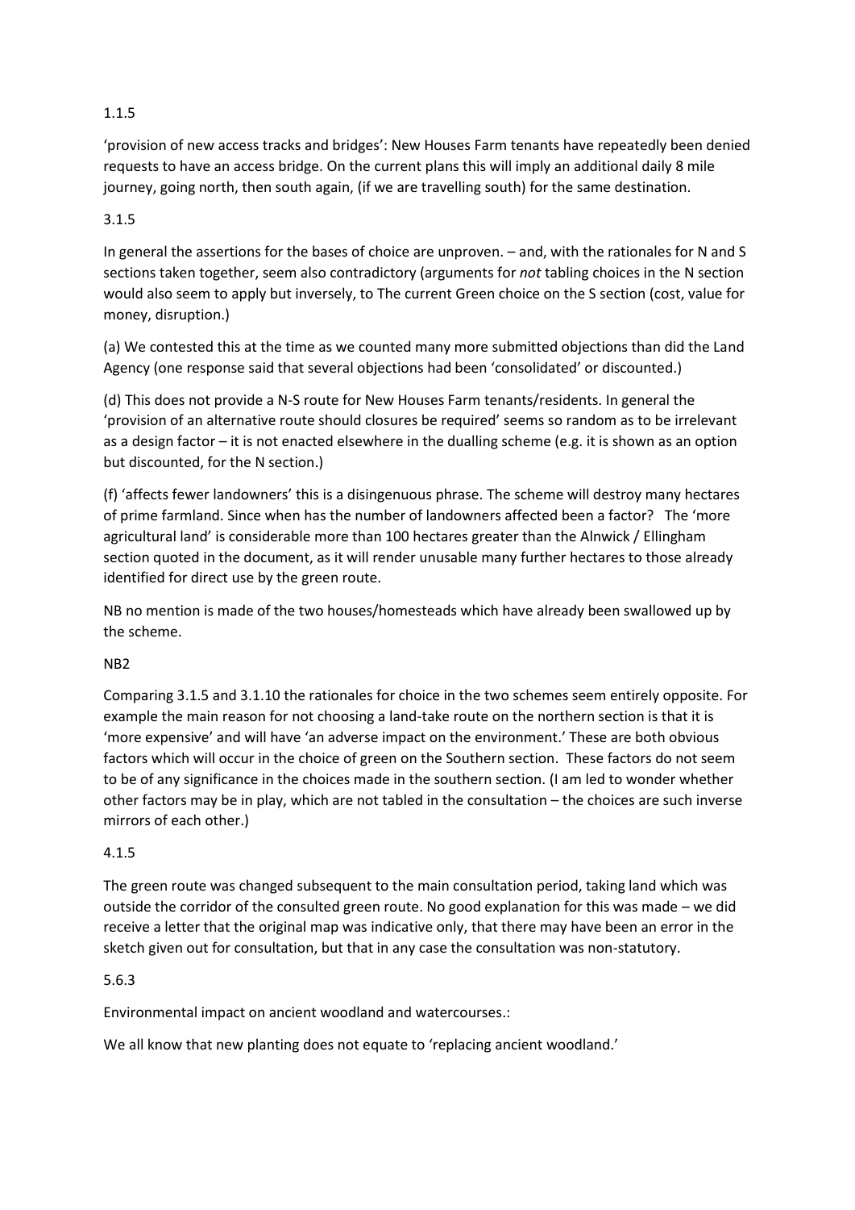1.1.5

'provision of new access tracks and bridges': New Houses Farm tenants have repeatedly been denied requests to have an access bridge. On the current plans this will imply an additional daily 8 mile journey, going north, then south again, (if we are travelling south) for the same destination.

3.1.5

In general the assertions for the bases of choice are unproven. – and, with the rationales for N and S sections taken together, seem also contradictory (arguments for *not* tabling choices in the N section would also seem to apply but inversely, to The current Green choice on the S section (cost, value for money, disruption.)

(a) We contested this at the time as we counted many more submitted objections than did the Land Agency (one response said that several objections had been 'consolidated' or discounted.)

(d) This does not provide a N-S route for New Houses Farm tenants/residents. In general the 'provision of an alternative route should closures be required' seems so random as to be irrelevant as a design factor – it is not enacted elsewhere in the dualling scheme (e.g. it is shown as an option but discounted, for the N section.)

(f) 'affects fewer landowners' this is a disingenuous phrase. The scheme will destroy many hectares of prime farmland. Since when has the number of landowners affected been a factor? The 'more agricultural land' is considerable more than 100 hectares greater than the Alnwick / Ellingham section quoted in the document, as it will render unusable many further hectares to those already identified for direct use by the green route.

NB no mention is made of the two houses/homesteads which have already been swallowed up by the scheme.

NB2

Comparing 3.1.5 and 3.1.10 the rationales for choice in the two schemes seem entirely opposite. For example the main reason for not choosing a land-take route on the northern section is that it is 'more expensive' and will have 'an adverse impact on the environment.' These are both obvious factors which will occur in the choice of green on the Southern section. These factors do not seem to be of any significance in the choices made in the southern section. (I am led to wonder whether other factors may be in play, which are not tabled in the consultation – the choices are such inverse mirrors of each other.)

4.1.5

The green route was changed subsequent to the main consultation period, taking land which was outside the corridor of the consulted green route. No good explanation for this was made – we did receive a letter that the original map was indicative only, that there may have been an error in the sketch given out for consultation, but that in any case the consultation was non-statutory.

5.6.3

Environmental impact on ancient woodland and watercourses.:

We all know that new planting does not equate to 'replacing ancient woodland.'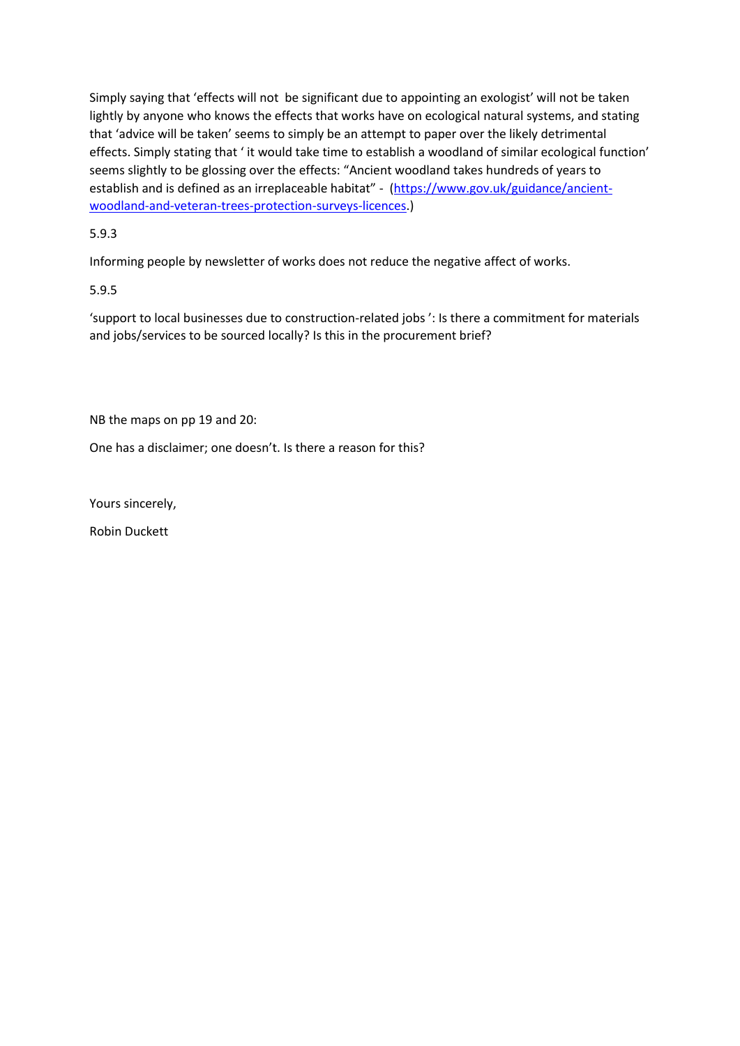Simply saying that 'effects will not be significant due to appointing an exologist' will not be taken lightly by anyone who knows the effects that works have on ecological natural systems, and stating that 'advice will be taken' seems to simply be an attempt to paper over the likely detrimental effects. Simply stating that ' it would take time to establish a woodland of similar ecological function' seems slightly to be glossing over the effects: "Ancient woodland takes hundreds of years to establish and is defined as an irreplaceable habitat" - ([https://www.gov.uk/guidance/ancient-woodland-and-veteran-trees-protection-surveys-licences](https://www.gov.uk/guidance/ancient-woodland-and-veteran-trees-protection-surveys-licences).)

5.9.3

Informing people by newsletter of works does not reduce the negative affect of works.

5.9.5

'support to local businesses due to construction-related jobs ': Is there a commitment for materials and jobs/services to be sourced locally? Is this in the procurement brief?

NB the maps on pp 19 and 20:

One has a disclaimer; one doesn't. Is there a reason for this?

Yours sincerely,

Robin Duckett